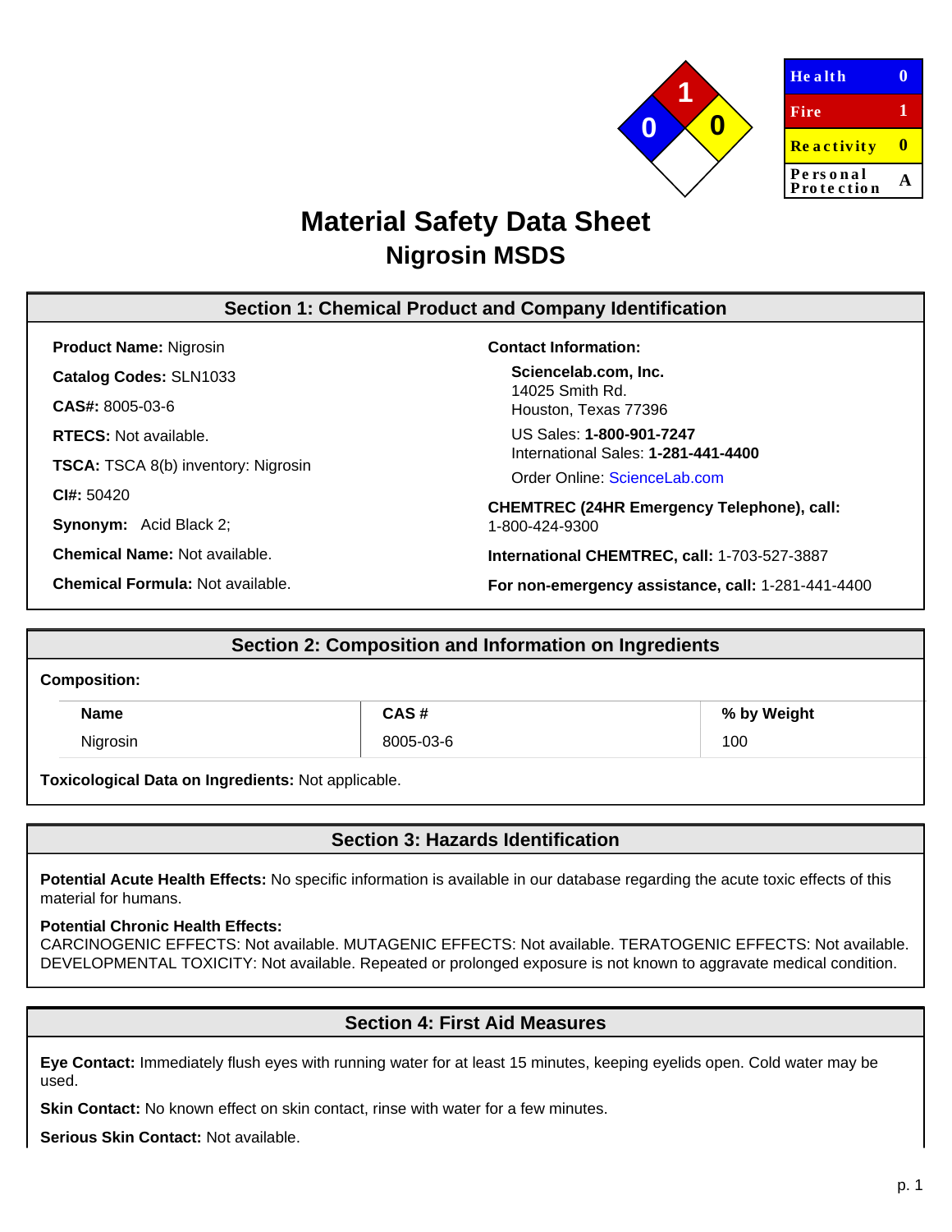| Health | 0 |
|---|---|
| Fire | 1 |
| Reactivity | 0 |
| Personal Protection | A |

# Material Safety Data Sheet
## Nigrosin MSDS

## Section 1: Chemical Product and Company Identification

**Product Name:** Nigrosin

**Catalog Codes:** SLN1033

**CAS#:** 8005-03-6

**RTECS:** Not available.

**TSCA:** TSCA 8(b) inventory: Nigrosin

**CI#:** 50420

**Synonym:** Acid Black 2;

**Chemical Name:** Not available.

**Chemical Formula:** Not available.

**Contact Information:**

**Sciencelab.com, Inc.**
14025 Smith Rd.
Houston, Texas 77396

US Sales: **1-800-901-7247**
International Sales: **1-281-441-4400**

Order Online: ScienceLab.com

**CHEMTREC (24HR Emergency Telephone), call:**
1-800-424-9300

**International CHEMTREC, call:** 1-703-527-3887

**For non-emergency assistance, call:** 1-281-441-4400

## Section 2: Composition and Information on Ingredients

**Composition:**

| Name | CAS # | % by Weight |
|---|---|---|
| Nigrosin | 8005-03-6 | 100 |

**Toxicological Data on Ingredients:** Not applicable.

## Section 3: Hazards Identification

**Potential Acute Health Effects:** No specific information is available in our database regarding the acute toxic effects of this material for humans.

**Potential Chronic Health Effects:**
CARCINOGENIC EFFECTS: Not available. MUTAGENIC EFFECTS: Not available. TERATOGENIC EFFECTS: Not available. DEVELOPMENTAL TOXICITY: Not available. Repeated or prolonged exposure is not known to aggravate medical condition.

## Section 4: First Aid Measures

**Eye Contact:** Immediately flush eyes with running water for at least 15 minutes, keeping eyelids open. Cold water may be used.

**Skin Contact:** No known effect on skin contact, rinse with water for a few minutes.

**Serious Skin Contact:** Not available.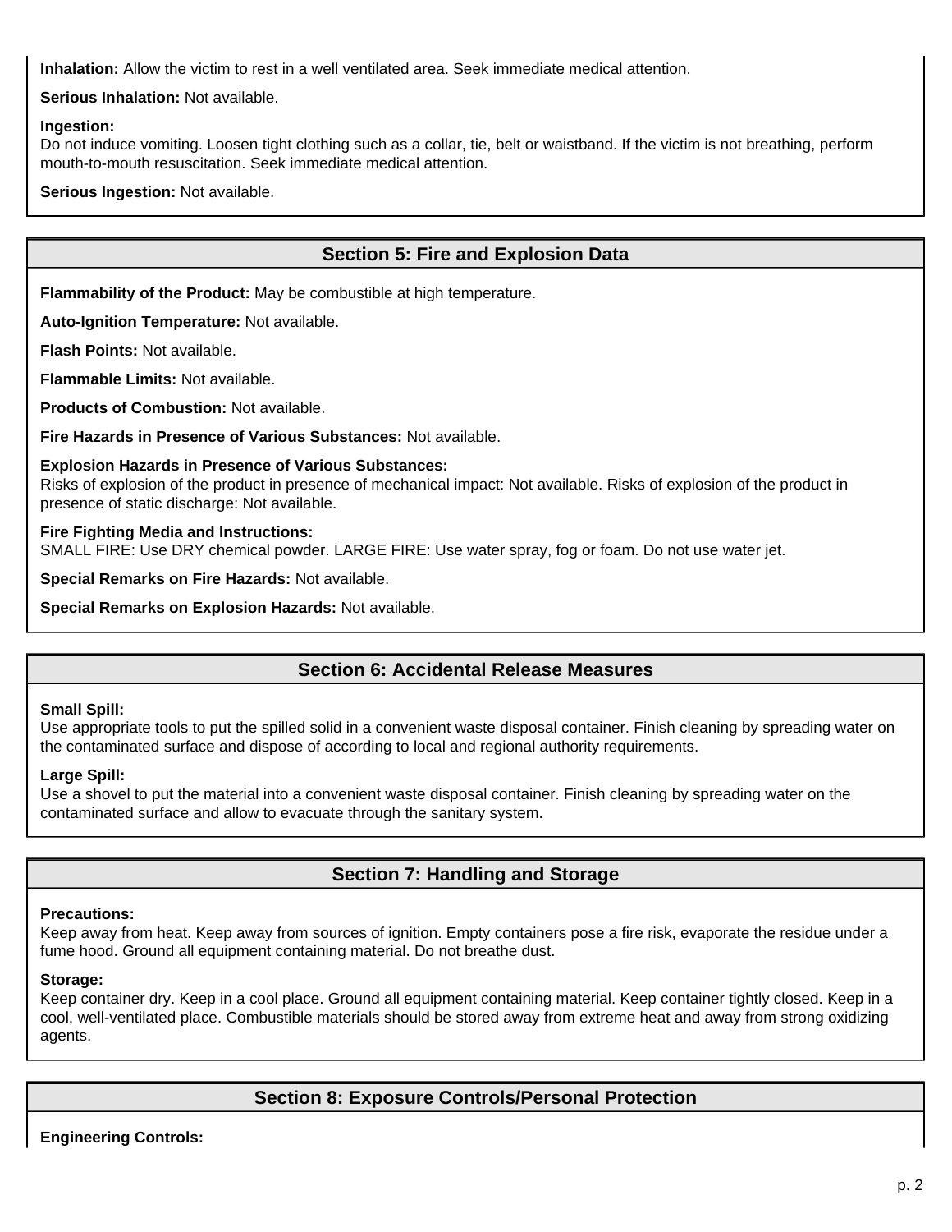**Inhalation:** Allow the victim to rest in a well ventilated area. Seek immediate medical attention.

**Serious Inhalation:** Not available.

**Ingestion:**
Do not induce vomiting. Loosen tight clothing such as a collar, tie, belt or waistband. If the victim is not breathing, perform mouth-to-mouth resuscitation. Seek immediate medical attention.

**Serious Ingestion:** Not available.

## Section 5: Fire and Explosion Data

**Flammability of the Product:** May be combustible at high temperature.

**Auto-Ignition Temperature:** Not available.

**Flash Points:** Not available.

**Flammable Limits:** Not available.

**Products of Combustion:** Not available.

**Fire Hazards in Presence of Various Substances:** Not available.

**Explosion Hazards in Presence of Various Substances:**
Risks of explosion of the product in presence of mechanical impact: Not available. Risks of explosion of the product in presence of static discharge: Not available.

**Fire Fighting Media and Instructions:**
SMALL FIRE: Use DRY chemical powder. LARGE FIRE: Use water spray, fog or foam. Do not use water jet.

**Special Remarks on Fire Hazards:** Not available.

**Special Remarks on Explosion Hazards:** Not available.

## Section 6: Accidental Release Measures

**Small Spill:**
Use appropriate tools to put the spilled solid in a convenient waste disposal container. Finish cleaning by spreading water on the contaminated surface and dispose of according to local and regional authority requirements.

**Large Spill:**
Use a shovel to put the material into a convenient waste disposal container. Finish cleaning by spreading water on the contaminated surface and allow to evacuate through the sanitary system.

## Section 7: Handling and Storage

**Precautions:**
Keep away from heat. Keep away from sources of ignition. Empty containers pose a fire risk, evaporate the residue under a fume hood. Ground all equipment containing material. Do not breathe dust.

**Storage:**
Keep container dry. Keep in a cool place. Ground all equipment containing material. Keep container tightly closed. Keep in a cool, well-ventilated place. Combustible materials should be stored away from extreme heat and away from strong oxidizing agents.

## Section 8: Exposure Controls/Personal Protection

**Engineering Controls:**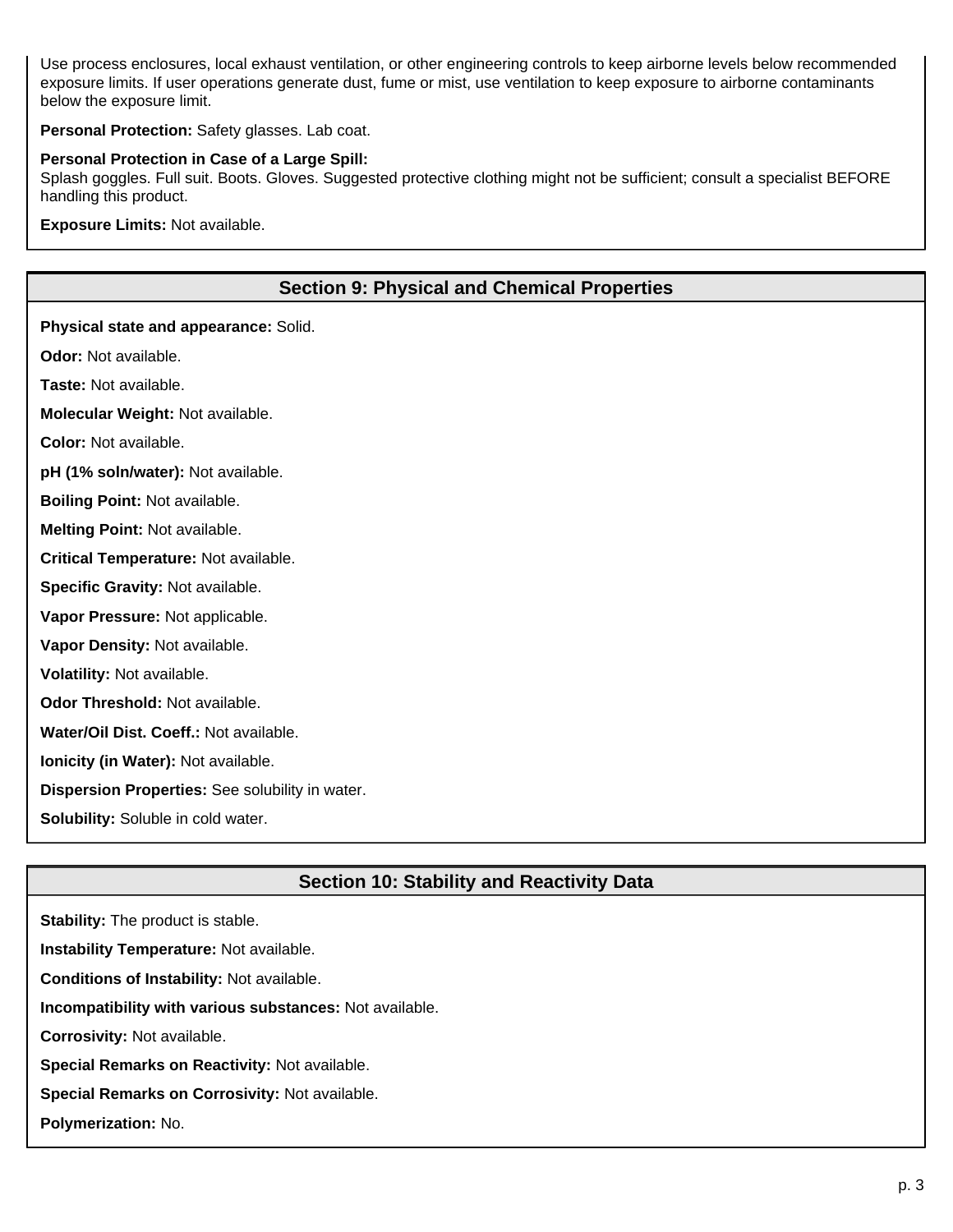Use process enclosures, local exhaust ventilation, or other engineering controls to keep airborne levels below recommended exposure limits. If user operations generate dust, fume or mist, use ventilation to keep exposure to airborne contaminants below the exposure limit.

**Personal Protection:** Safety glasses. Lab coat.

**Personal Protection in Case of a Large Spill:**
Splash goggles. Full suit. Boots. Gloves. Suggested protective clothing might not be sufficient; consult a specialist BEFORE handling this product.

**Exposure Limits:** Not available.

## Section 9: Physical and Chemical Properties

**Physical state and appearance:** Solid.

**Odor:** Not available.

**Taste:** Not available.

**Molecular Weight:** Not available.

**Color:** Not available.

**pH (1% soln/water):** Not available.

**Boiling Point:** Not available.

**Melting Point:** Not available.

**Critical Temperature:** Not available.

**Specific Gravity:** Not available.

**Vapor Pressure:** Not applicable.

**Vapor Density:** Not available.

**Volatility:** Not available.

**Odor Threshold:** Not available.

**Water/Oil Dist. Coeff.:** Not available.

**Ionicity (in Water):** Not available.

**Dispersion Properties:** See solubility in water.

**Solubility:** Soluble in cold water.

## Section 10: Stability and Reactivity Data

**Stability:** The product is stable.

**Instability Temperature:** Not available.

**Conditions of Instability:** Not available.

**Incompatibility with various substances:** Not available.

**Corrosivity:** Not available.

**Special Remarks on Reactivity:** Not available.

**Special Remarks on Corrosivity:** Not available.

**Polymerization:** No.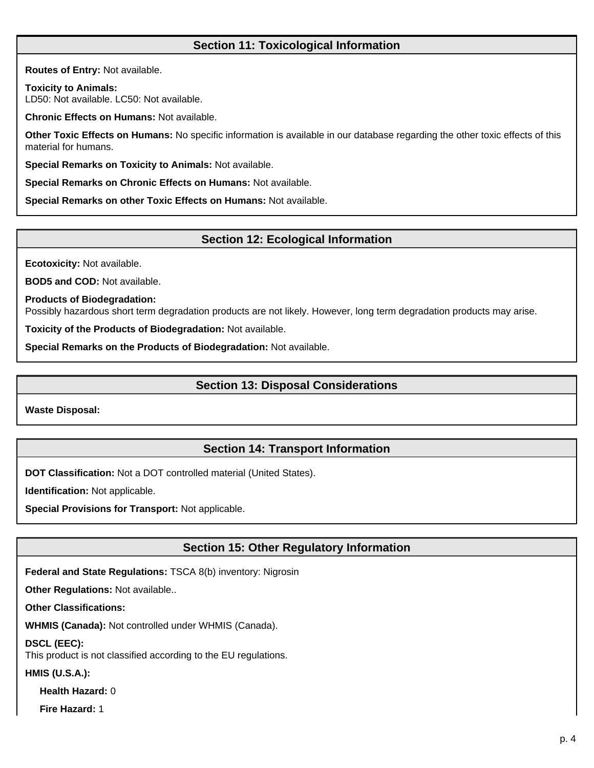## Section 11: Toxicological Information

**Routes of Entry:** Not available.

**Toxicity to Animals:**
LD50: Not available. LC50: Not available.

**Chronic Effects on Humans:** Not available.

**Other Toxic Effects on Humans:** No specific information is available in our database regarding the other toxic effects of this material for humans.

**Special Remarks on Toxicity to Animals:** Not available.

**Special Remarks on Chronic Effects on Humans:** Not available.

**Special Remarks on other Toxic Effects on Humans:** Not available.

## Section 12: Ecological Information

**Ecotoxicity:** Not available.

**BOD5 and COD:** Not available.

**Products of Biodegradation:**
Possibly hazardous short term degradation products are not likely. However, long term degradation products may arise.

**Toxicity of the Products of Biodegradation:** Not available.

**Special Remarks on the Products of Biodegradation:** Not available.

## Section 13: Disposal Considerations

**Waste Disposal:**

## Section 14: Transport Information

**DOT Classification:** Not a DOT controlled material (United States).

**Identification:** Not applicable.

**Special Provisions for Transport:** Not applicable.

## Section 15: Other Regulatory Information

**Federal and State Regulations:** TSCA 8(b) inventory: Nigrosin

**Other Regulations:** Not available..

**Other Classifications:**

**WHMIS (Canada):** Not controlled under WHMIS (Canada).

**DSCL (EEC):**
This product is not classified according to the EU regulations.

**HMIS (U.S.A.):**

- **Health Hazard:** 0
- **Fire Hazard:** 1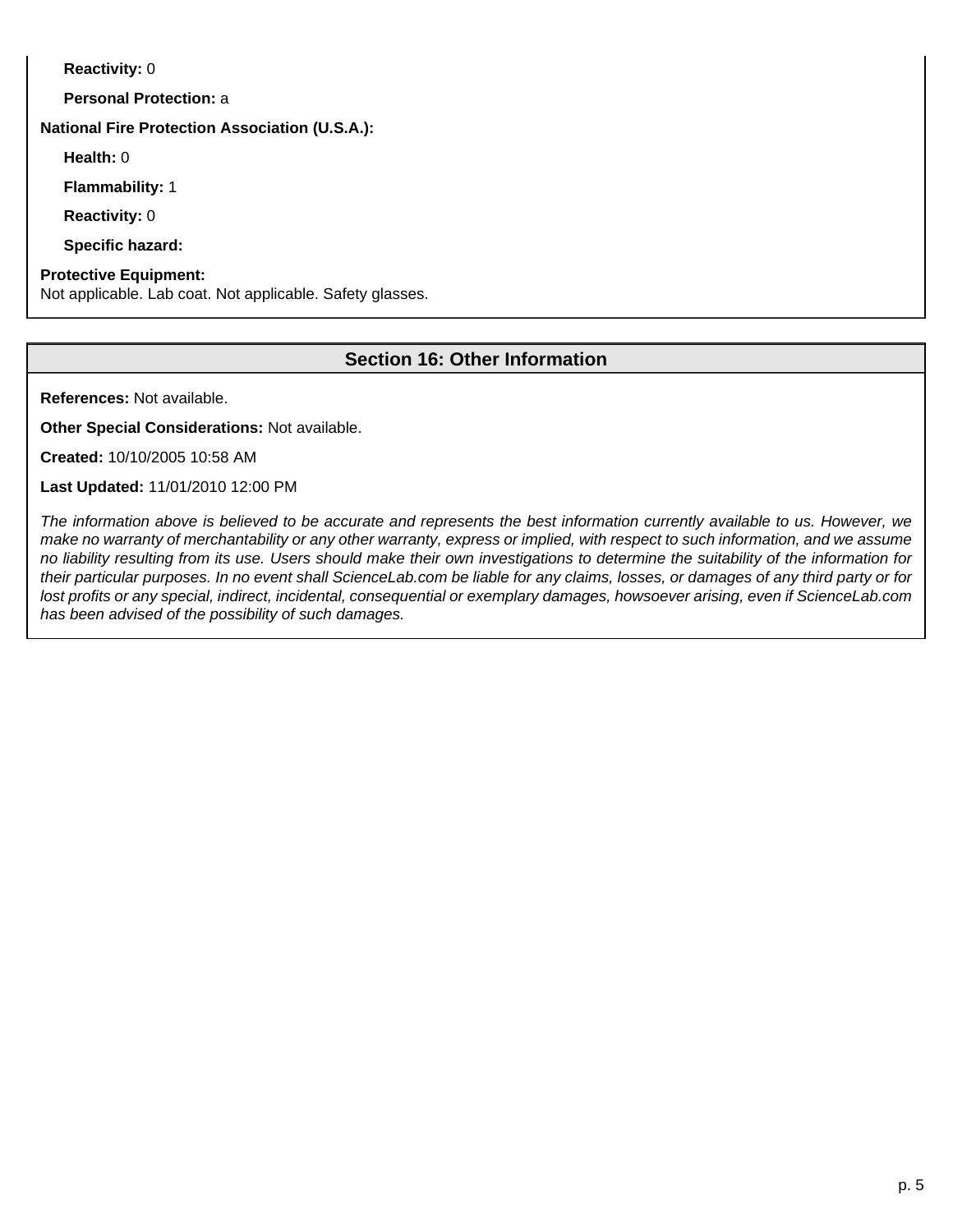**Reactivity:** 0

**Personal Protection:** a

**National Fire Protection Association (U.S.A.):**

**Health:** 0

**Flammability:** 1

**Reactivity:** 0

**Specific hazard:**

**Protective Equipment:**
Not applicable. Lab coat. Not applicable. Safety glasses.

## Section 16: Other Information

**References:** Not available.

**Other Special Considerations:** Not available.

**Created:** 10/10/2005 10:58 AM

**Last Updated:** 11/01/2010 12:00 PM

*The information above is believed to be accurate and represents the best information currently available to us. However, we make no warranty of merchantability or any other warranty, express or implied, with respect to such information, and we assume no liability resulting from its use. Users should make their own investigations to determine the suitability of the information for their particular purposes. In no event shall ScienceLab.com be liable for any claims, losses, or damages of any third party or for lost profits or any special, indirect, incidental, consequential or exemplary damages, howsoever arising, even if ScienceLab.com has been advised of the possibility of such damages.*